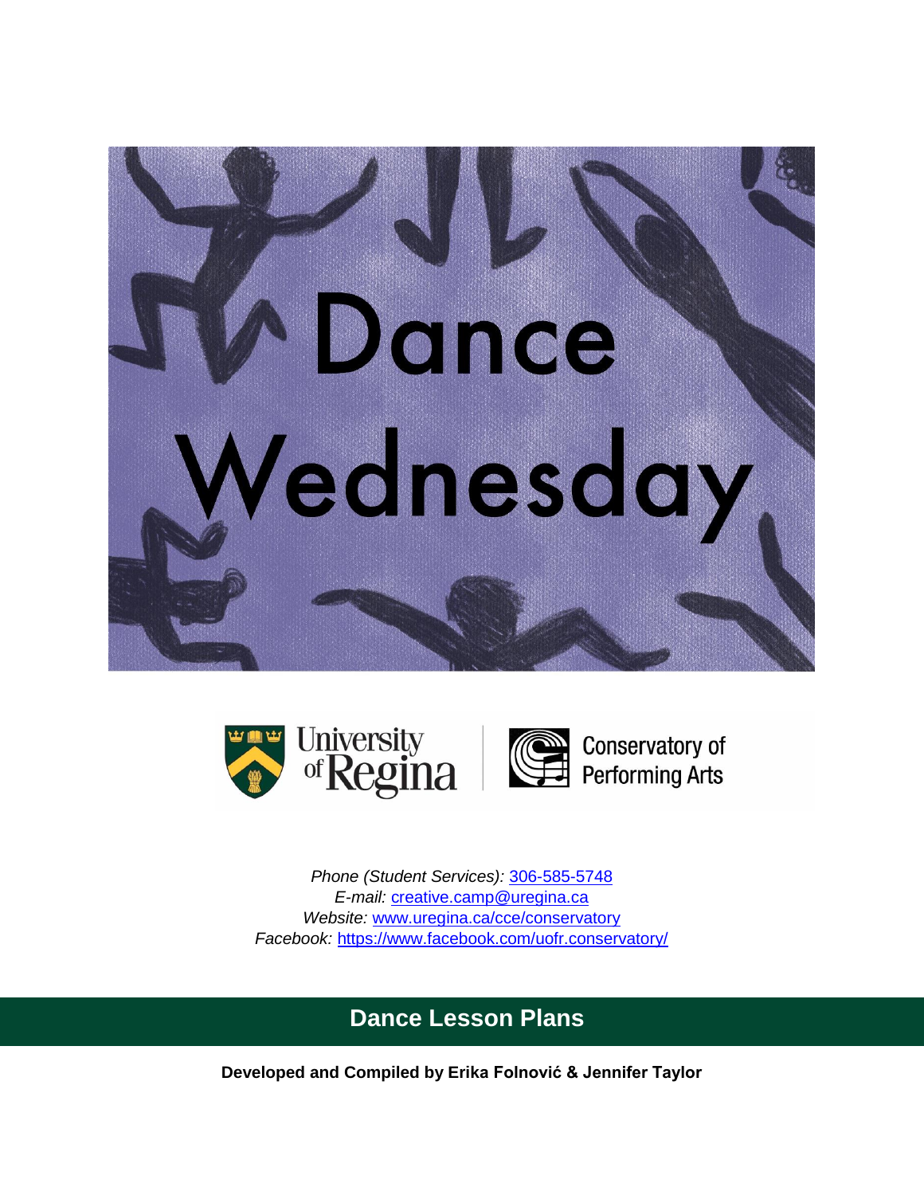# Dance Wednesday

University of Regina | Conservatory of Performing Arts

*Phone (Student Services):* [306-585-5748](tel:306-585-5748)
*E-mail:* [creative.camp@uregina.ca](mailto:creative.camp@uregina.ca)
*Website:* [www.uregina.ca/cce/conservatory](http://www.uregina.ca/cce/conservatory)
*Facebook:* [https://www.facebook.com/uofr.conservatory/](https://www.facebook.com/uofr.conservatory/)

## Dance Lesson Plans

**Developed and Compiled by Erika Folnović & Jennifer Taylor**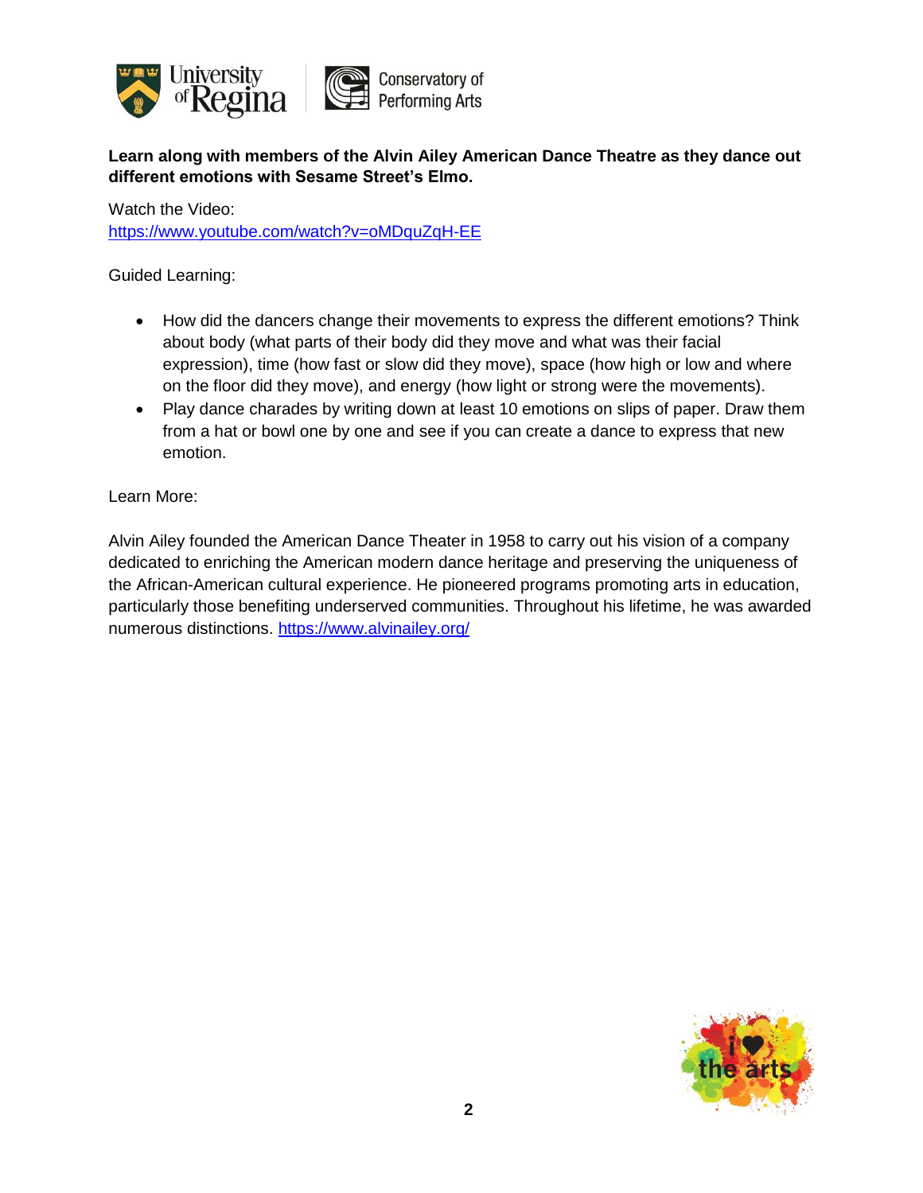**Learn along with members of the Alvin Ailey American Dance Theatre as they dance out different emotions with Sesame Street's Elmo.**

Watch the Video:
https://www.youtube.com/watch?v=oMDquZqH-EE

Guided Learning:

- How did the dancers change their movements to express the different emotions? Think about body (what parts of their body did they move and what was their facial expression), time (how fast or slow did they move), space (how high or low and where on the floor did they move), and energy (how light or strong were the movements).
- Play dance charades by writing down at least 10 emotions on slips of paper. Draw them from a hat or bowl one by one and see if you can create a dance to express that new emotion.

Learn More:

Alvin Ailey founded the American Dance Theater in 1958 to carry out his vision of a company dedicated to enriching the American modern dance heritage and preserving the uniqueness of the African-American cultural experience. He pioneered programs promoting arts in education, particularly those benefiting underserved communities. Throughout his lifetime, he was awarded numerous distinctions. https://www.alvinailey.org/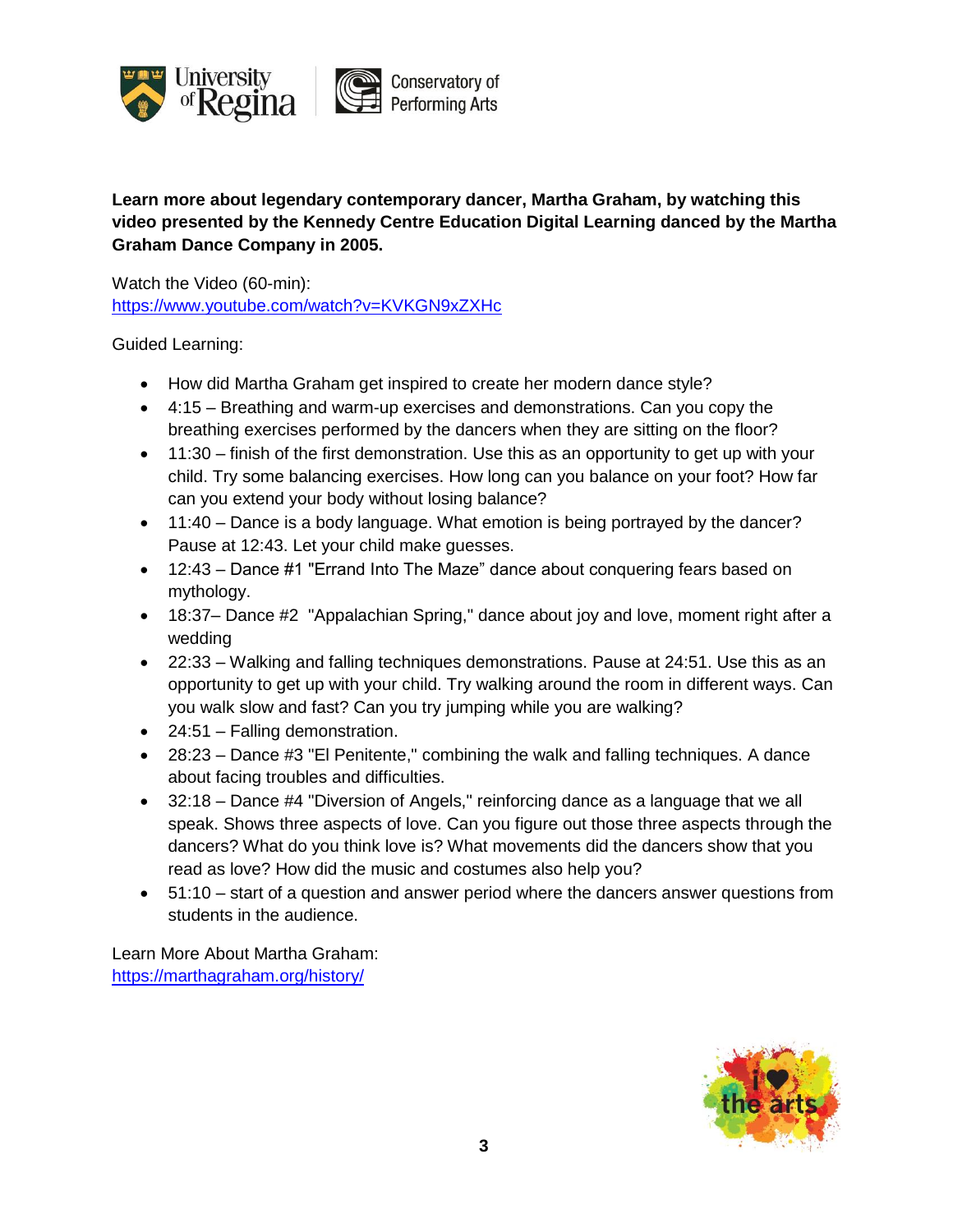**Learn more about legendary contemporary dancer, Martha Graham, by watching this video presented by the Kennedy Centre Education Digital Learning danced by the Martha Graham Dance Company in 2005.**

Watch the Video (60-min):
https://www.youtube.com/watch?v=KVKGN9xZXHc

Guided Learning:

- How did Martha Graham get inspired to create her modern dance style?
- 4:15 – Breathing and warm-up exercises and demonstrations. Can you copy the breathing exercises performed by the dancers when they are sitting on the floor?
- 11:30 – finish of the first demonstration. Use this as an opportunity to get up with your child. Try some balancing exercises. How long can you balance on your foot? How far can you extend your body without losing balance?
- 11:40 – Dance is a body language. What emotion is being portrayed by the dancer? Pause at 12:43. Let your child make guesses.
- 12:43 – Dance #1 "Errand Into The Maze" dance about conquering fears based on mythology.
- 18:37– Dance #2 "Appalachian Spring," dance about joy and love, moment right after a wedding
- 22:33 – Walking and falling techniques demonstrations. Pause at 24:51. Use this as an opportunity to get up with your child. Try walking around the room in different ways. Can you walk slow and fast? Can you try jumping while you are walking?
- 24:51 – Falling demonstration.
- 28:23 – Dance #3 "El Penitente," combining the walk and falling techniques. A dance about facing troubles and difficulties.
- 32:18 – Dance #4 "Diversion of Angels," reinforcing dance as a language that we all speak. Shows three aspects of love. Can you figure out those three aspects through the dancers? What do you think love is? What movements did the dancers show that you read as love? How did the music and costumes also help you?
- 51:10 – start of a question and answer period where the dancers answer questions from students in the audience.

Learn More About Martha Graham:
https://marthagraham.org/history/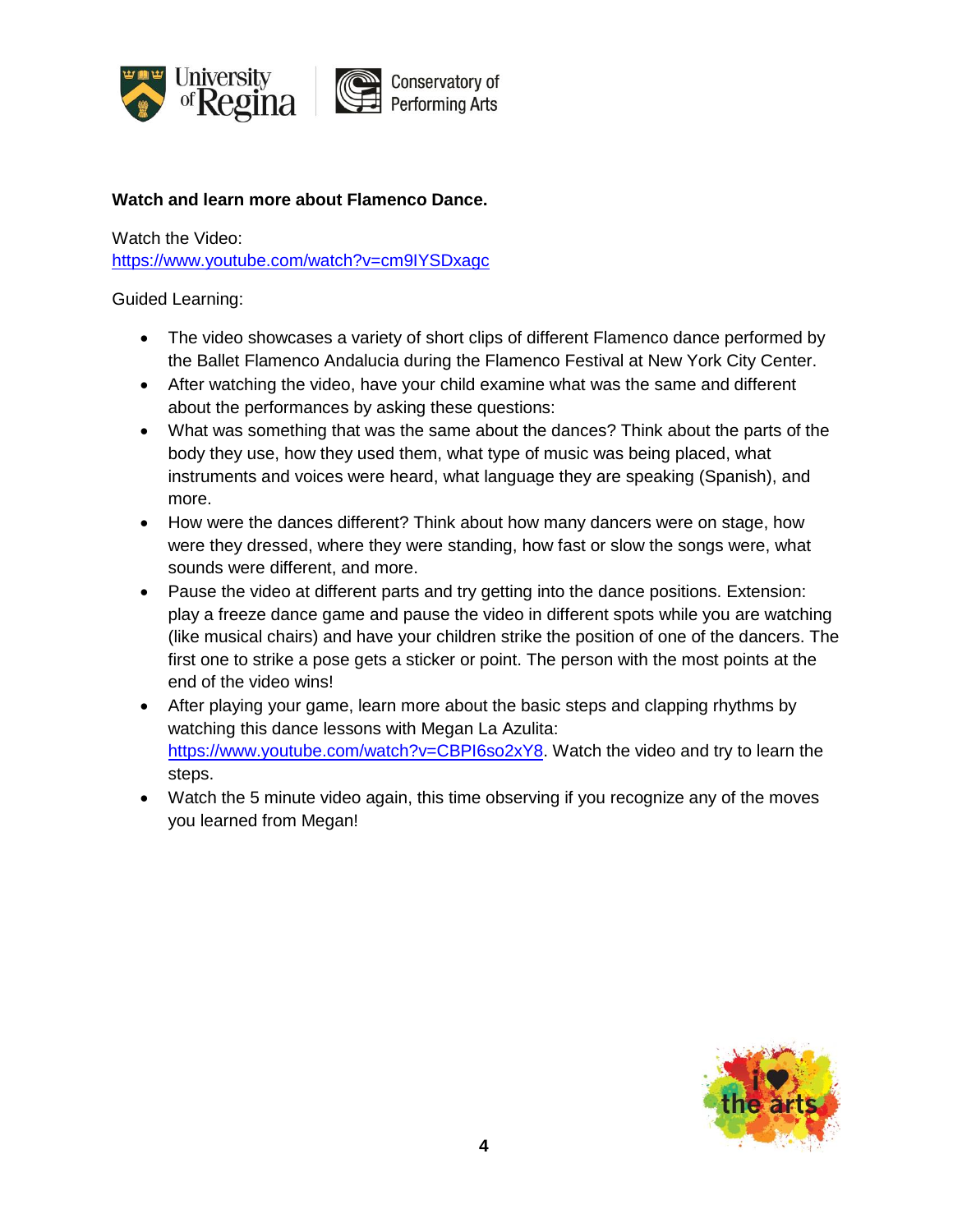**Watch and learn more about Flamenco Dance.**

Watch the Video:
https://www.youtube.com/watch?v=cm9lYSDxagc

Guided Learning:

- The video showcases a variety of short clips of different Flamenco dance performed by the Ballet Flamenco Andalucia during the Flamenco Festival at New York City Center.
- After watching the video, have your child examine what was the same and different about the performances by asking these questions:
- What was something that was the same about the dances? Think about the parts of the body they use, how they used them, what type of music was being placed, what instruments and voices were heard, what language they are speaking (Spanish), and more.
- How were the dances different? Think about how many dancers were on stage, how were they dressed, where they were standing, how fast or slow the songs were, what sounds were different, and more.
- Pause the video at different parts and try getting into the dance positions. Extension: play a freeze dance game and pause the video in different spots while you are watching (like musical chairs) and have your children strike the position of one of the dancers. The first one to strike a pose gets a sticker or point. The person with the most points at the end of the video wins!
- After playing your game, learn more about the basic steps and clapping rhythms by watching this dance lessons with Megan La Azulita: https://www.youtube.com/watch?v=CBPI6so2xY8. Watch the video and try to learn the steps.
- Watch the 5 minute video again, this time observing if you recognize any of the moves you learned from Megan!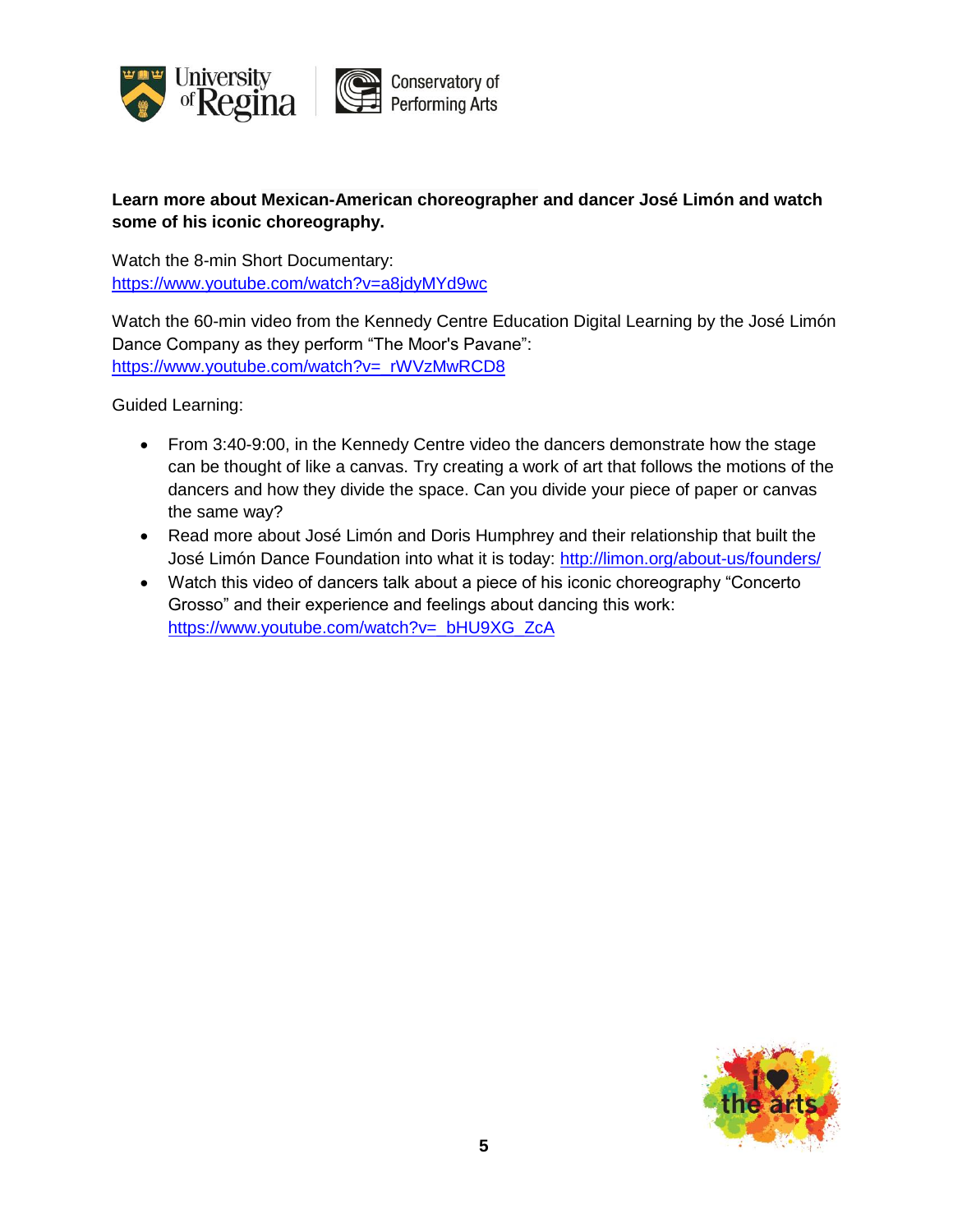**Learn more about Mexican-American choreographer and dancer José Limón and watch some of his iconic choreography.**

Watch the 8-min Short Documentary:
https://www.youtube.com/watch?v=a8jdyMYd9wc

Watch the 60-min video from the Kennedy Centre Education Digital Learning by the José Limón Dance Company as they perform "The Moor's Pavane":
https://www.youtube.com/watch?v=_rWVzMwRCD8

Guided Learning:

- From 3:40-9:00, in the Kennedy Centre video the dancers demonstrate how the stage can be thought of like a canvas. Try creating a work of art that follows the motions of the dancers and how they divide the space. Can you divide your piece of paper or canvas the same way?
- Read more about José Limón and Doris Humphrey and their relationship that built the José Limón Dance Foundation into what it is today: http://limon.org/about-us/founders/
- Watch this video of dancers talk about a piece of his iconic choreography "Concerto Grosso" and their experience and feelings about dancing this work: https://www.youtube.com/watch?v=_bHU9XG_ZcA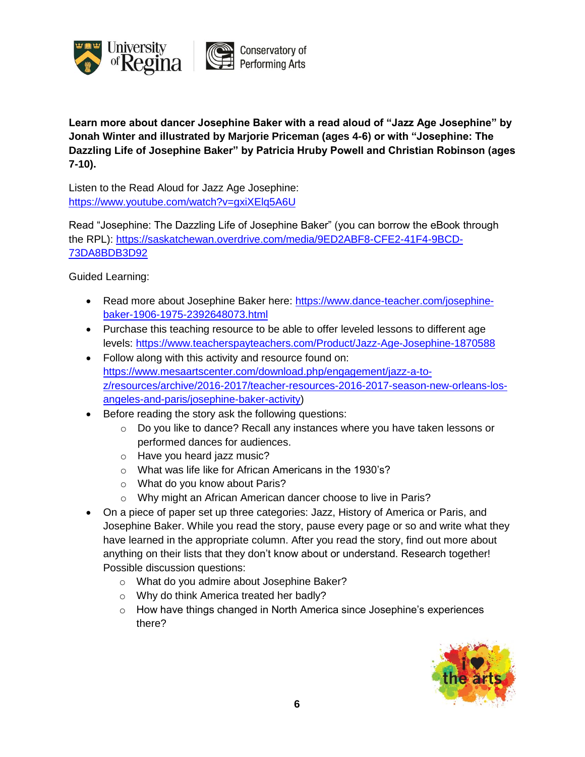**Learn more about dancer Josephine Baker with a read aloud of "Jazz Age Josephine" by Jonah Winter and illustrated by Marjorie Priceman (ages 4-6) or with "Josephine: The Dazzling Life of Josephine Baker" by Patricia Hruby Powell and Christian Robinson (ages 7-10).**

Listen to the Read Aloud for Jazz Age Josephine: https://www.youtube.com/watch?v=gxiXElq5A6U

Read "Josephine: The Dazzling Life of Josephine Baker" (you can borrow the eBook through the RPL): https://saskatchewan.overdrive.com/media/9ED2ABF8-CFE2-41F4-9BCD-73DA8BDB3D92

Guided Learning:

- Read more about Josephine Baker here: https://www.dance-teacher.com/josephine-baker-1906-1975-2392648073.html
- Purchase this teaching resource to be able to offer leveled lessons to different age levels: https://www.teacherspayteachers.com/Product/Jazz-Age-Josephine-1870588
- Follow along with this activity and resource found on: https://www.mesaartscenter.com/download.php/engagement/jazz-a-to-z/resources/archive/2016-2017/teacher-resources-2016-2017-season-new-orleans-los-angeles-and-paris/josephine-baker-activity)
- Before reading the story ask the following questions:
  - Do you like to dance? Recall any instances where you have taken lessons or performed dances for audiences.
  - Have you heard jazz music?
  - What was life like for African Americans in the 1930's?
  - What do you know about Paris?
  - Why might an African American dancer choose to live in Paris?
- On a piece of paper set up three categories: Jazz, History of America or Paris, and Josephine Baker. While you read the story, pause every page or so and write what they have learned in the appropriate column. After you read the story, find out more about anything on their lists that they don't know about or understand. Research together! Possible discussion questions:
  - What do you admire about Josephine Baker?
  - Why do think America treated her badly?
  - How have things changed in North America since Josephine's experiences there?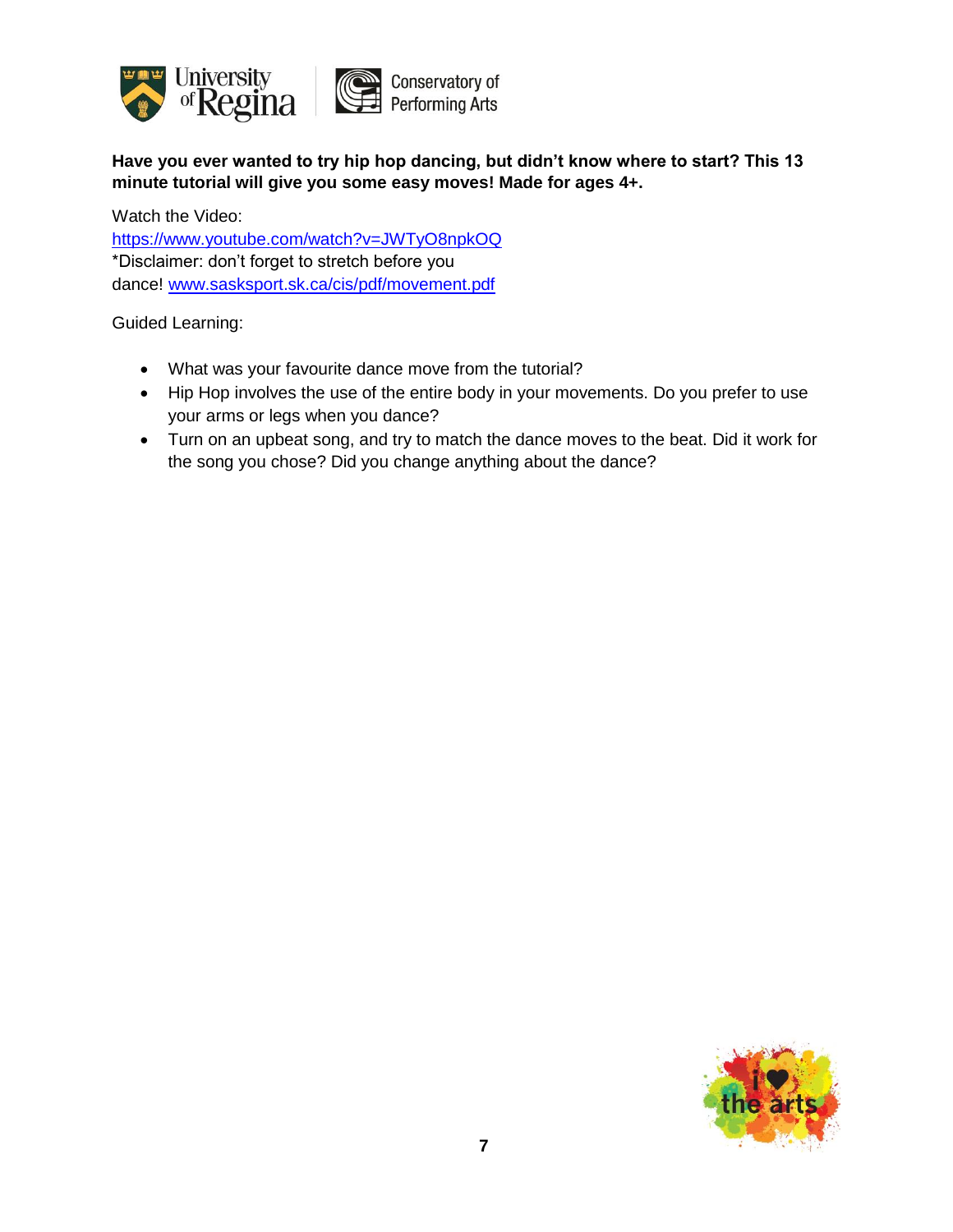**Have you ever wanted to try hip hop dancing, but didn't know where to start? This 13 minute tutorial will give you some easy moves! Made for ages 4+.**

Watch the Video:
https://www.youtube.com/watch?v=JWTyO8npkOQ
*Disclaimer: don't forget to stretch before you dance! www.sasksport.sk.ca/cis/pdf/movement.pdf

Guided Learning:

- What was your favourite dance move from the tutorial?
- Hip Hop involves the use of the entire body in your movements. Do you prefer to use your arms or legs when you dance?
- Turn on an upbeat song, and try to match the dance moves to the beat. Did it work for the song you chose? Did you change anything about the dance?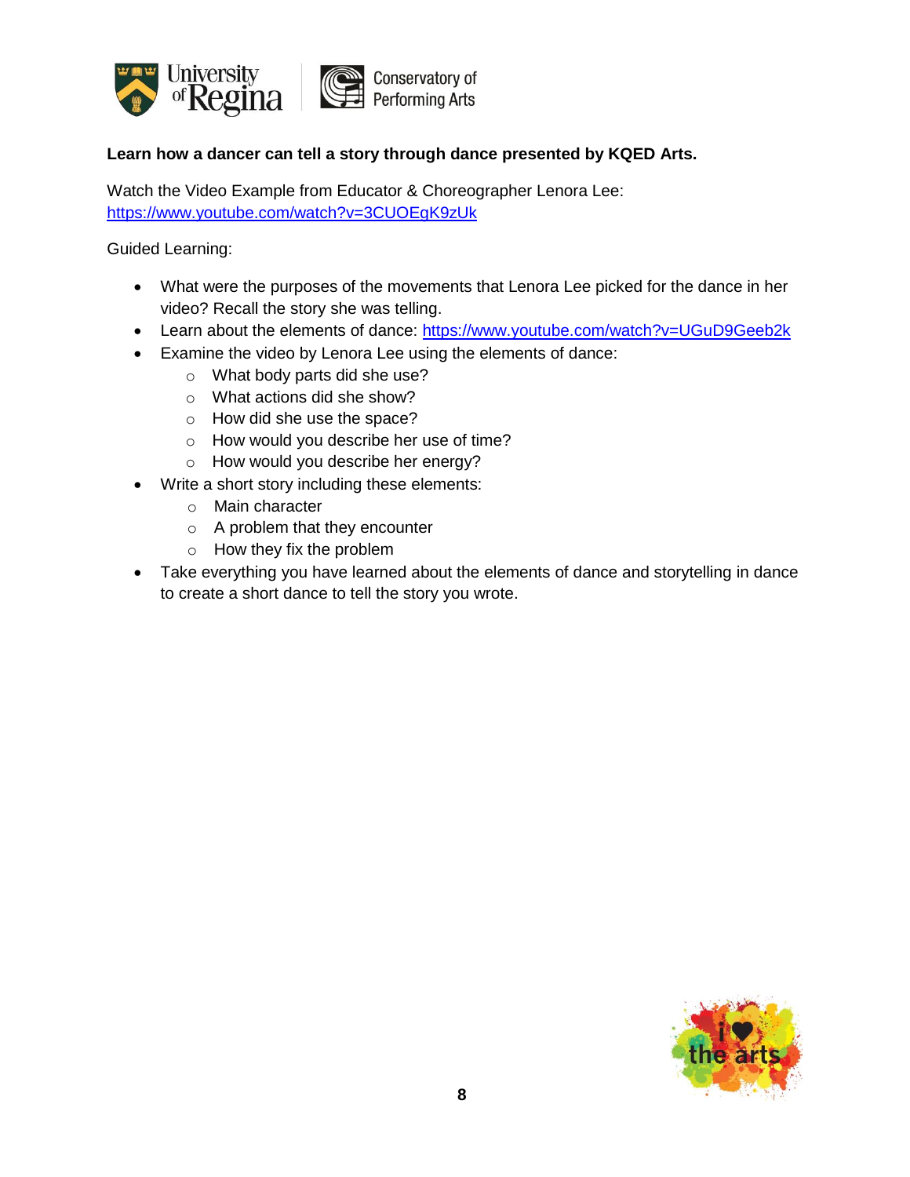**Learn how a dancer can tell a story through dance presented by KQED Arts.**

Watch the Video Example from Educator & Choreographer Lenora Lee:
https://www.youtube.com/watch?v=3CUOEgK9zUk

Guided Learning:

- What were the purposes of the movements that Lenora Lee picked for the dance in her video? Recall the story she was telling.
- Learn about the elements of dance: https://www.youtube.com/watch?v=UGuD9Geeb2k
- Examine the video by Lenora Lee using the elements of dance:
  - What body parts did she use?
  - What actions did she show?
  - How did she use the space?
  - How would you describe her use of time?
  - How would you describe her energy?
- Write a short story including these elements:
  - Main character
  - A problem that they encounter
  - How they fix the problem
- Take everything you have learned about the elements of dance and storytelling in dance to create a short dance to tell the story you wrote.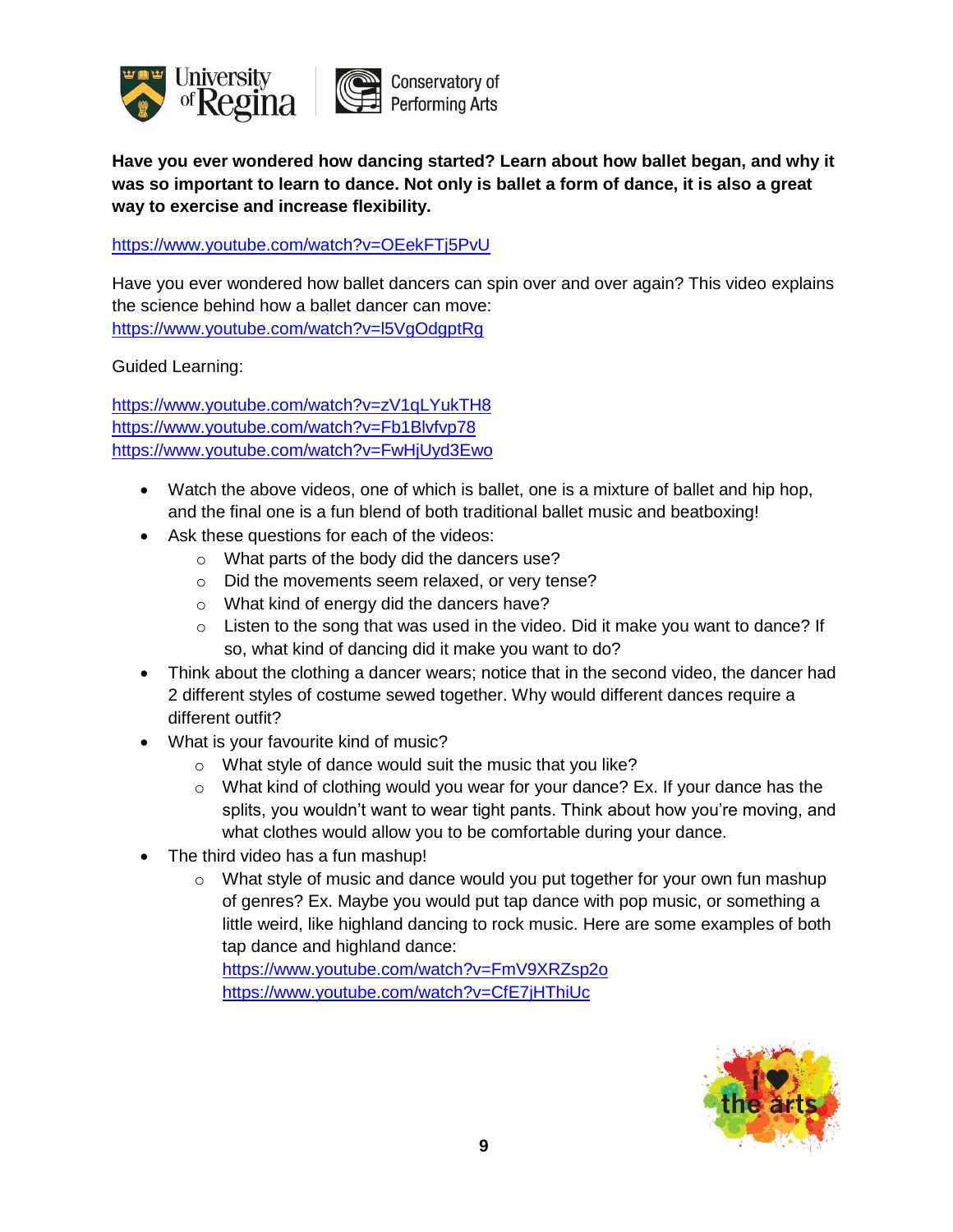**Have you ever wondered how dancing started? Learn about how ballet began, and why it was so important to learn to dance. Not only is ballet a form of dance, it is also a great way to exercise and increase flexibility.**

https://www.youtube.com/watch?v=OEekFTj5PvU

Have you ever wondered how ballet dancers can spin over and over again? This video explains the science behind how a ballet dancer can move:
https://www.youtube.com/watch?v=l5VgOdgptRg

Guided Learning:

https://www.youtube.com/watch?v=zV1qLYukTH8
https://www.youtube.com/watch?v=Fb1Blvfvp78
https://www.youtube.com/watch?v=FwHjUyd3Ewo

- Watch the above videos, one of which is ballet, one is a mixture of ballet and hip hop, and the final one is a fun blend of both traditional ballet music and beatboxing!
- Ask these questions for each of the videos:
  - What parts of the body did the dancers use?
  - Did the movements seem relaxed, or very tense?
  - What kind of energy did the dancers have?
  - Listen to the song that was used in the video. Did it make you want to dance? If so, what kind of dancing did it make you want to do?
- Think about the clothing a dancer wears; notice that in the second video, the dancer had 2 different styles of costume sewed together. Why would different dances require a different outfit?
- What is your favourite kind of music?
  - What style of dance would suit the music that you like?
  - What kind of clothing would you wear for your dance? Ex. If your dance has the splits, you wouldn't want to wear tight pants. Think about how you're moving, and what clothes would allow you to be comfortable during your dance.
- The third video has a fun mashup!
  - What style of music and dance would you put together for your own fun mashup of genres? Ex. Maybe you would put tap dance with pop music, or something a little weird, like highland dancing to rock music. Here are some examples of both tap dance and highland dance:
    https://www.youtube.com/watch?v=FmV9XRZsp2o
    https://www.youtube.com/watch?v=CfE7jHThiUc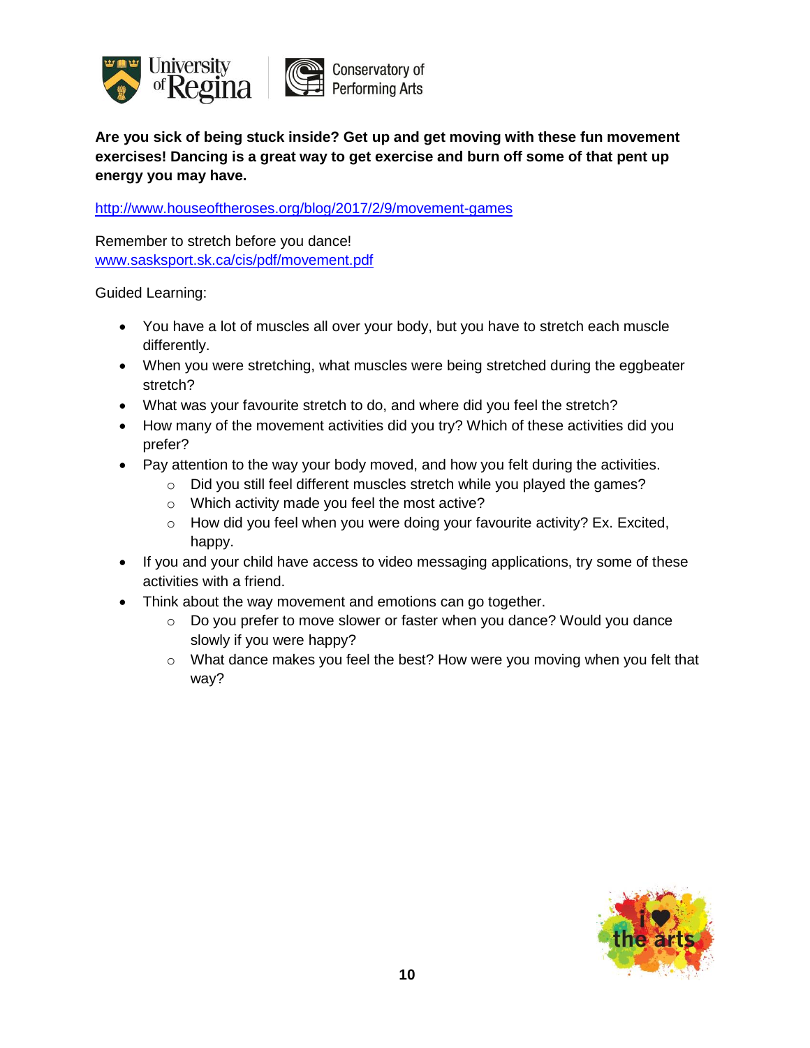**Are you sick of being stuck inside? Get up and get moving with these fun movement exercises! Dancing is a great way to get exercise and burn off some of that pent up energy you may have.**

http://www.houseoftheroses.org/blog/2017/2/9/movement-games

Remember to stretch before you dance!
www.sasksport.sk.ca/cis/pdf/movement.pdf

Guided Learning:

- You have a lot of muscles all over your body, but you have to stretch each muscle differently.
- When you were stretching, what muscles were being stretched during the eggbeater stretch?
- What was your favourite stretch to do, and where did you feel the stretch?
- How many of the movement activities did you try? Which of these activities did you prefer?
- Pay attention to the way your body moved, and how you felt during the activities.
  - Did you still feel different muscles stretch while you played the games?
  - Which activity made you feel the most active?
  - How did you feel when you were doing your favourite activity? Ex. Excited, happy.
- If you and your child have access to video messaging applications, try some of these activities with a friend.
- Think about the way movement and emotions can go together.
  - Do you prefer to move slower or faster when you dance? Would you dance slowly if you were happy?
  - What dance makes you feel the best? How were you moving when you felt that way?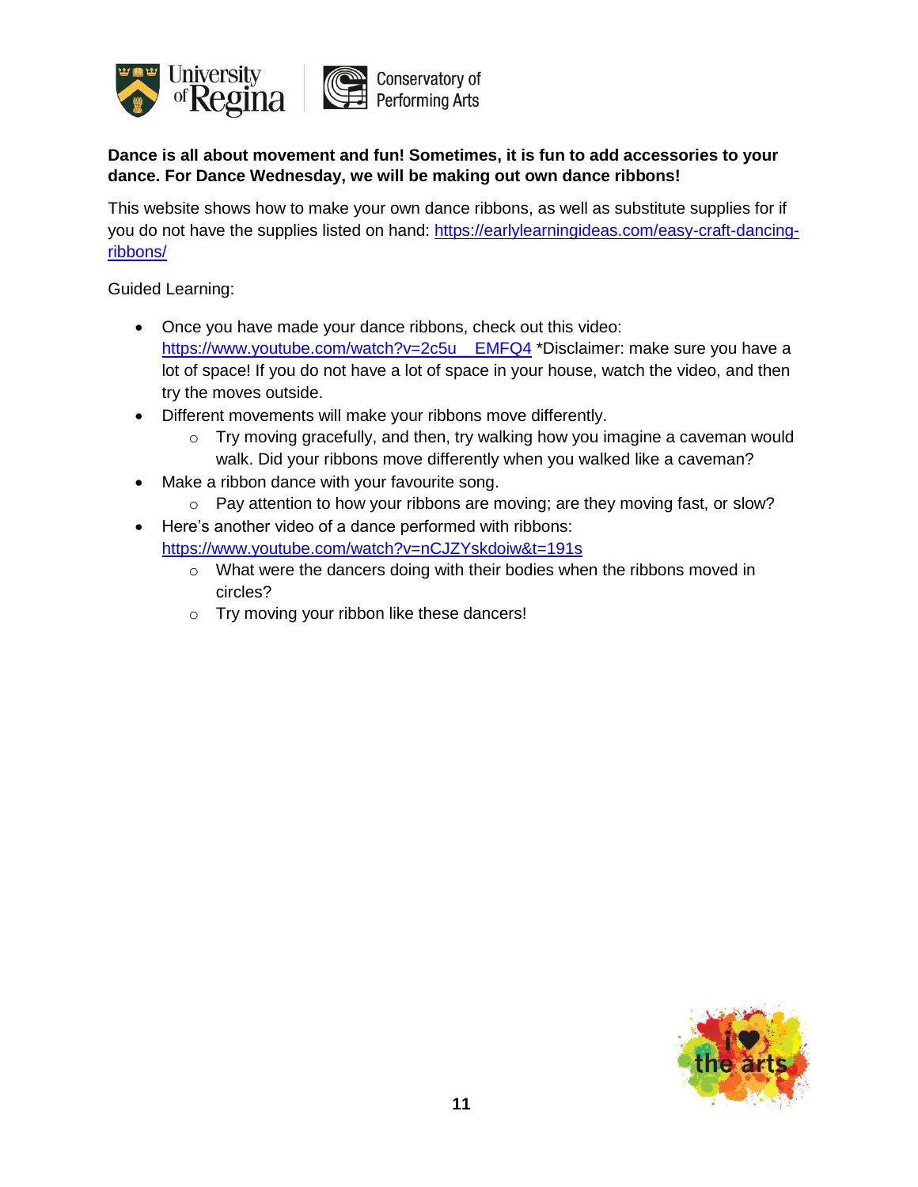**Dance is all about movement and fun! Sometimes, it is fun to add accessories to your dance. For Dance Wednesday, we will be making out own dance ribbons!**

This website shows how to make your own dance ribbons, as well as substitute supplies for if you do not have the supplies listed on hand: https://earlylearningideas.com/easy-craft-dancing-ribbons/

Guided Learning:

- Once you have made your dance ribbons, check out this video: https://www.youtube.com/watch?v=2c5u__EMFQ4 *Disclaimer: make sure you have a lot of space! If you do not have a lot of space in your house, watch the video, and then try the moves outside.
- Different movements will make your ribbons move differently.
  - Try moving gracefully, and then, try walking how you imagine a caveman would walk. Did your ribbons move differently when you walked like a caveman?
- Make a ribbon dance with your favourite song.
  - Pay attention to how your ribbons are moving; are they moving fast, or slow?
- Here's another video of a dance performed with ribbons: https://www.youtube.com/watch?v=nCJZYskdoiw&t=191s
  - What were the dancers doing with their bodies when the ribbons moved in circles?
  - Try moving your ribbon like these dancers!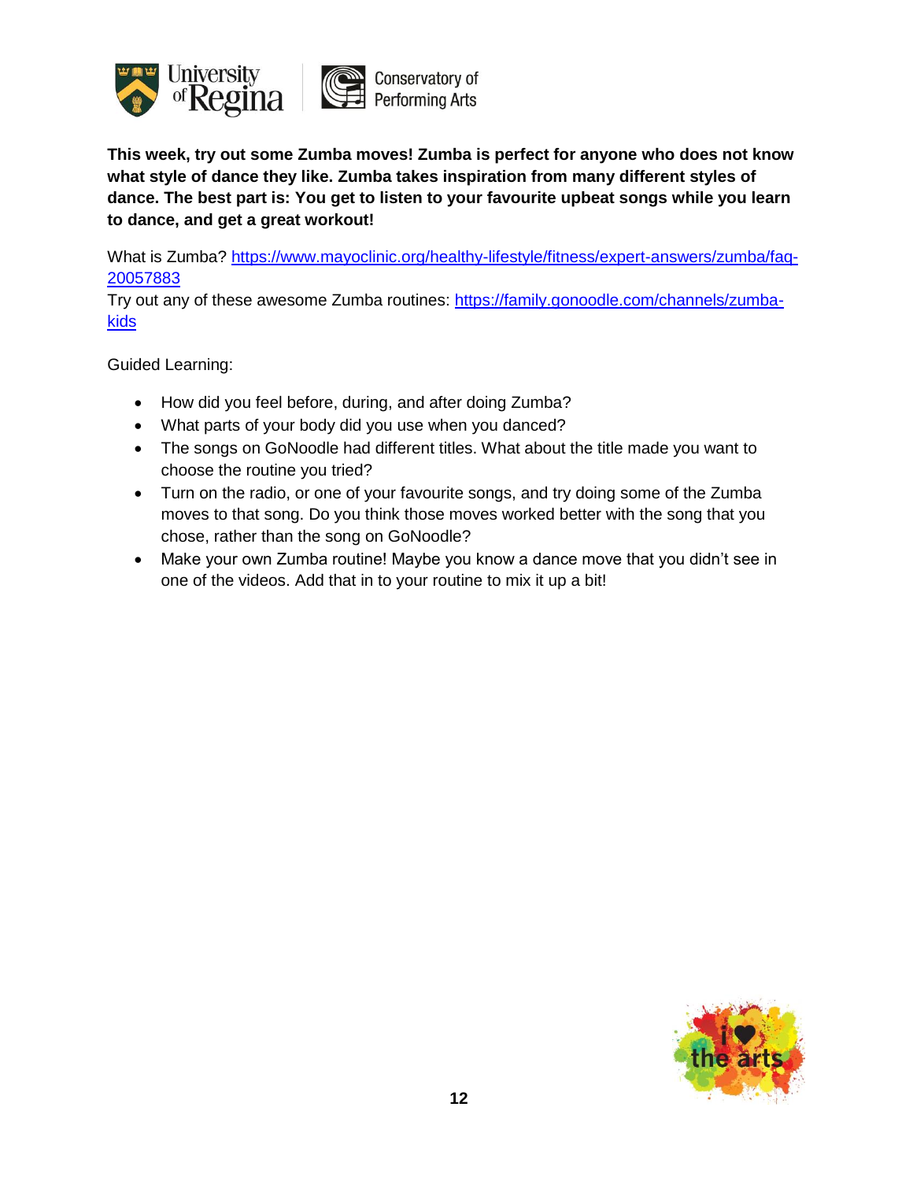**This week, try out some Zumba moves! Zumba is perfect for anyone who does not know what style of dance they like. Zumba takes inspiration from many different styles of dance. The best part is: You get to listen to your favourite upbeat songs while you learn to dance, and get a great workout!**

What is Zumba? [https://www.mayoclinic.org/healthy-lifestyle/fitness/expert-answers/zumba/faq-20057883](https://www.mayoclinic.org/healthy-lifestyle/fitness/expert-answers/zumba/faq-20057883)
Try out any of these awesome Zumba routines: [https://family.gonoodle.com/channels/zumba-kids](https://family.gonoodle.com/channels/zumba-kids)

Guided Learning:

- How did you feel before, during, and after doing Zumba?
- What parts of your body did you use when you danced?
- The songs on GoNoodle had different titles. What about the title made you want to choose the routine you tried?
- Turn on the radio, or one of your favourite songs, and try doing some of the Zumba moves to that song. Do you think those moves worked better with the song that you chose, rather than the song on GoNoodle?
- Make your own Zumba routine! Maybe you know a dance move that you didn't see in one of the videos. Add that in to your routine to mix it up a bit!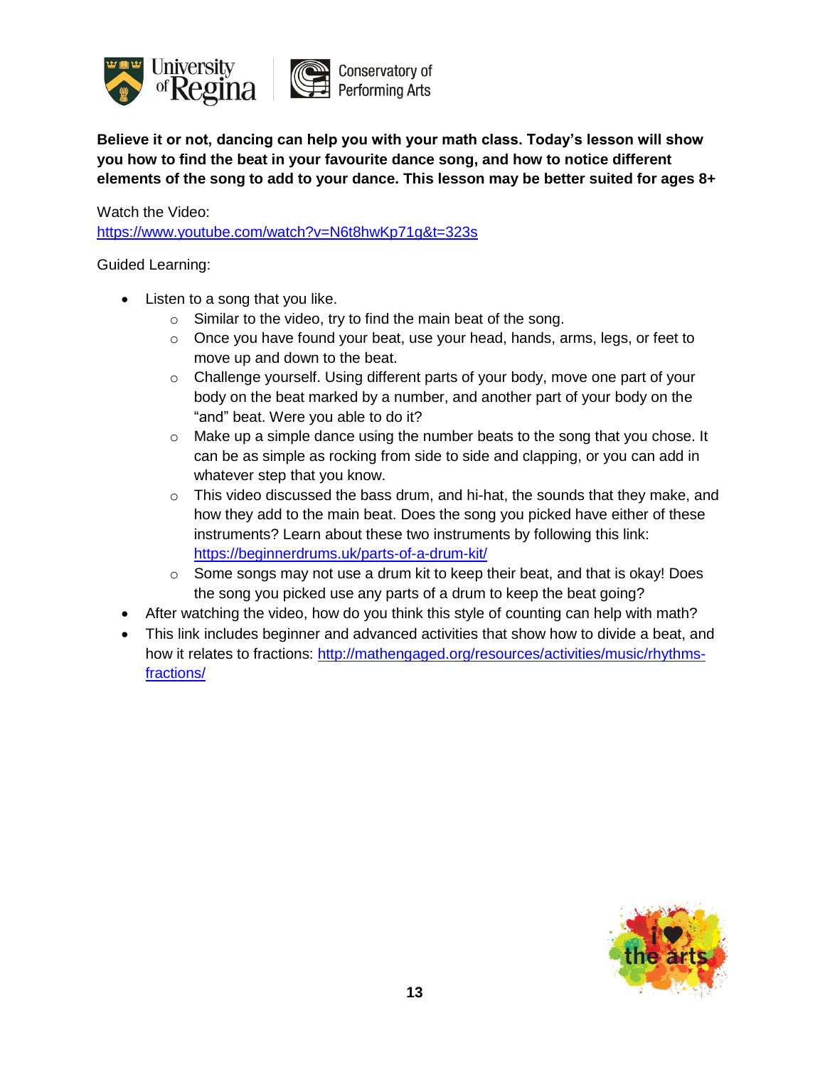**Believe it or not, dancing can help you with your math class. Today's lesson will show you how to find the beat in your favourite dance song, and how to notice different elements of the song to add to your dance. This lesson may be better suited for ages 8+**

Watch the Video:
https://www.youtube.com/watch?v=N6t8hwKp71g&t=323s

Guided Learning:

- Listen to a song that you like.
  - Similar to the video, try to find the main beat of the song.
  - Once you have found your beat, use your head, hands, arms, legs, or feet to move up and down to the beat.
  - Challenge yourself. Using different parts of your body, move one part of your body on the beat marked by a number, and another part of your body on the "and" beat. Were you able to do it?
  - Make up a simple dance using the number beats to the song that you chose. It can be as simple as rocking from side to side and clapping, or you can add in whatever step that you know.
  - This video discussed the bass drum, and hi-hat, the sounds that they make, and how they add to the main beat. Does the song you picked have either of these instruments? Learn about these two instruments by following this link: https://beginnerdrums.uk/parts-of-a-drum-kit/
  - Some songs may not use a drum kit to keep their beat, and that is okay! Does the song you picked use any parts of a drum to keep the beat going?
- After watching the video, how do you think this style of counting can help with math?
- This link includes beginner and advanced activities that show how to divide a beat, and how it relates to fractions: http://mathengaged.org/resources/activities/music/rhythms-fractions/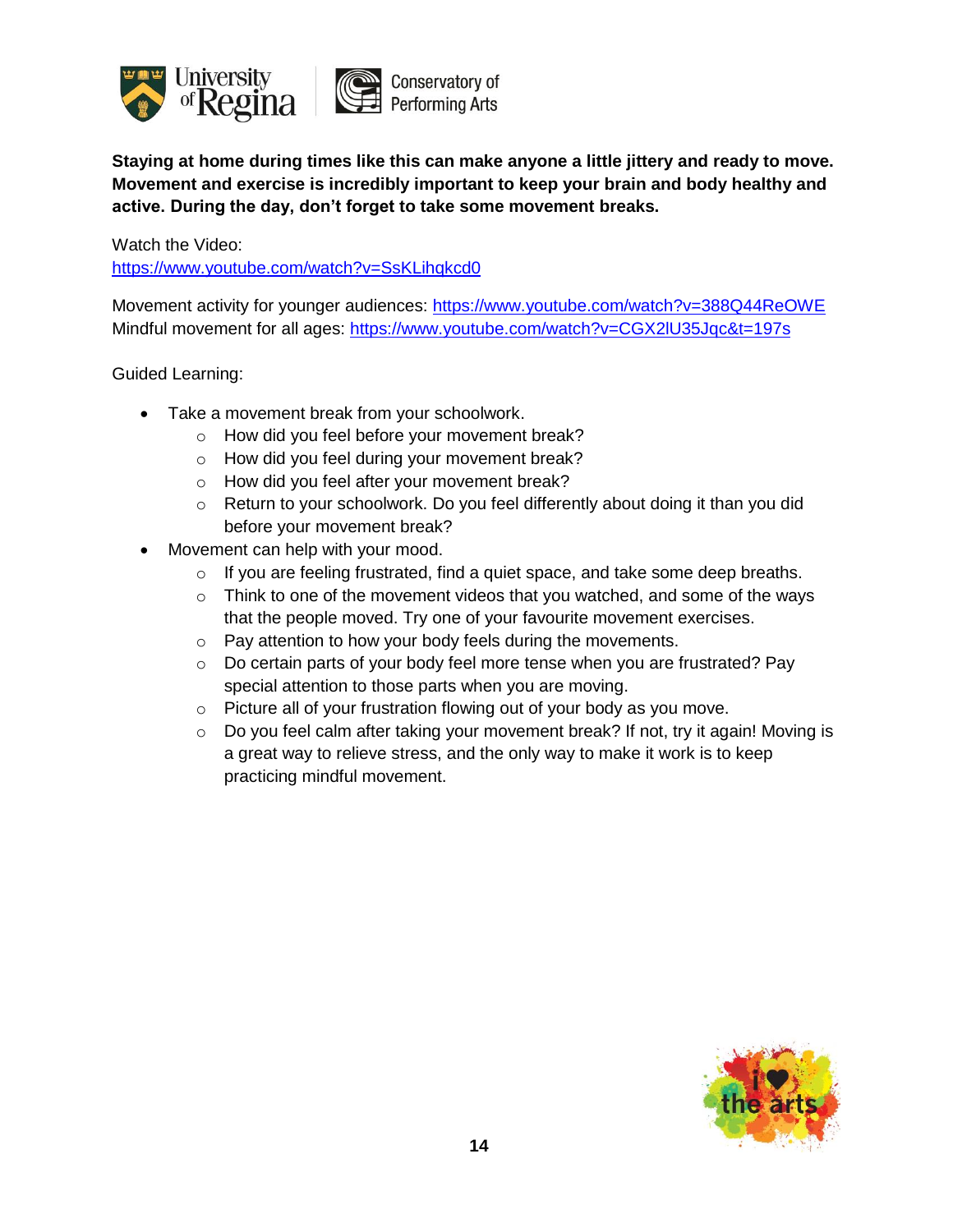**Staying at home during times like this can make anyone a little jittery and ready to move. Movement and exercise is incredibly important to keep your brain and body healthy and active. During the day, don't forget to take some movement breaks.**

Watch the Video:
https://www.youtube.com/watch?v=SsKLihqkcd0

Movement activity for younger audiences: https://www.youtube.com/watch?v=388Q44ReOWE
Mindful movement for all ages: https://www.youtube.com/watch?v=CGX2lU35Jqc&t=197s

Guided Learning:

- Take a movement break from your schoolwork.
  - How did you feel before your movement break?
  - How did you feel during your movement break?
  - How did you feel after your movement break?
  - Return to your schoolwork. Do you feel differently about doing it than you did before your movement break?
- Movement can help with your mood.
  - If you are feeling frustrated, find a quiet space, and take some deep breaths.
  - Think to one of the movement videos that you watched, and some of the ways that the people moved. Try one of your favourite movement exercises.
  - Pay attention to how your body feels during the movements.
  - Do certain parts of your body feel more tense when you are frustrated? Pay special attention to those parts when you are moving.
  - Picture all of your frustration flowing out of your body as you move.
  - Do you feel calm after taking your movement break? If not, try it again! Moving is a great way to relieve stress, and the only way to make it work is to keep practicing mindful movement.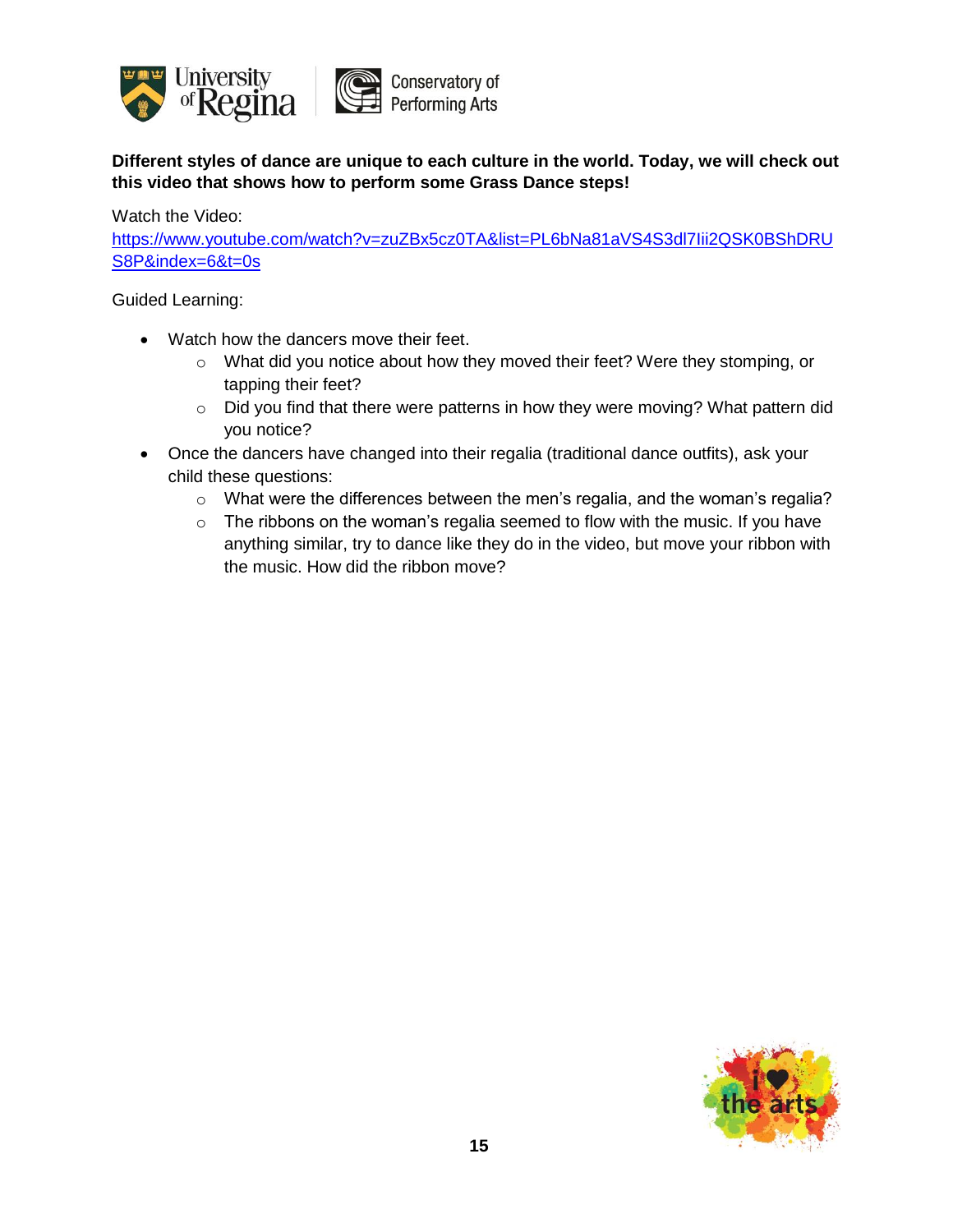**Different styles of dance are unique to each culture in the world. Today, we will check out this video that shows how to perform some Grass Dance steps!**

Watch the Video:
https://www.youtube.com/watch?v=zuZBx5cz0TA&list=PL6bNa81aVS4S3dl7Iii2QSK0BShDRUS8P&index=6&t=0s

Guided Learning:

- Watch how the dancers move their feet.
  - What did you notice about how they moved their feet? Were they stomping, or tapping their feet?
  - Did you find that there were patterns in how they were moving? What pattern did you notice?
- Once the dancers have changed into their regalia (traditional dance outfits), ask your child these questions:
  - What were the differences between the men's regalia, and the woman's regalia?
  - The ribbons on the woman's regalia seemed to flow with the music. If you have anything similar, try to dance like they do in the video, but move your ribbon with the music. How did the ribbon move?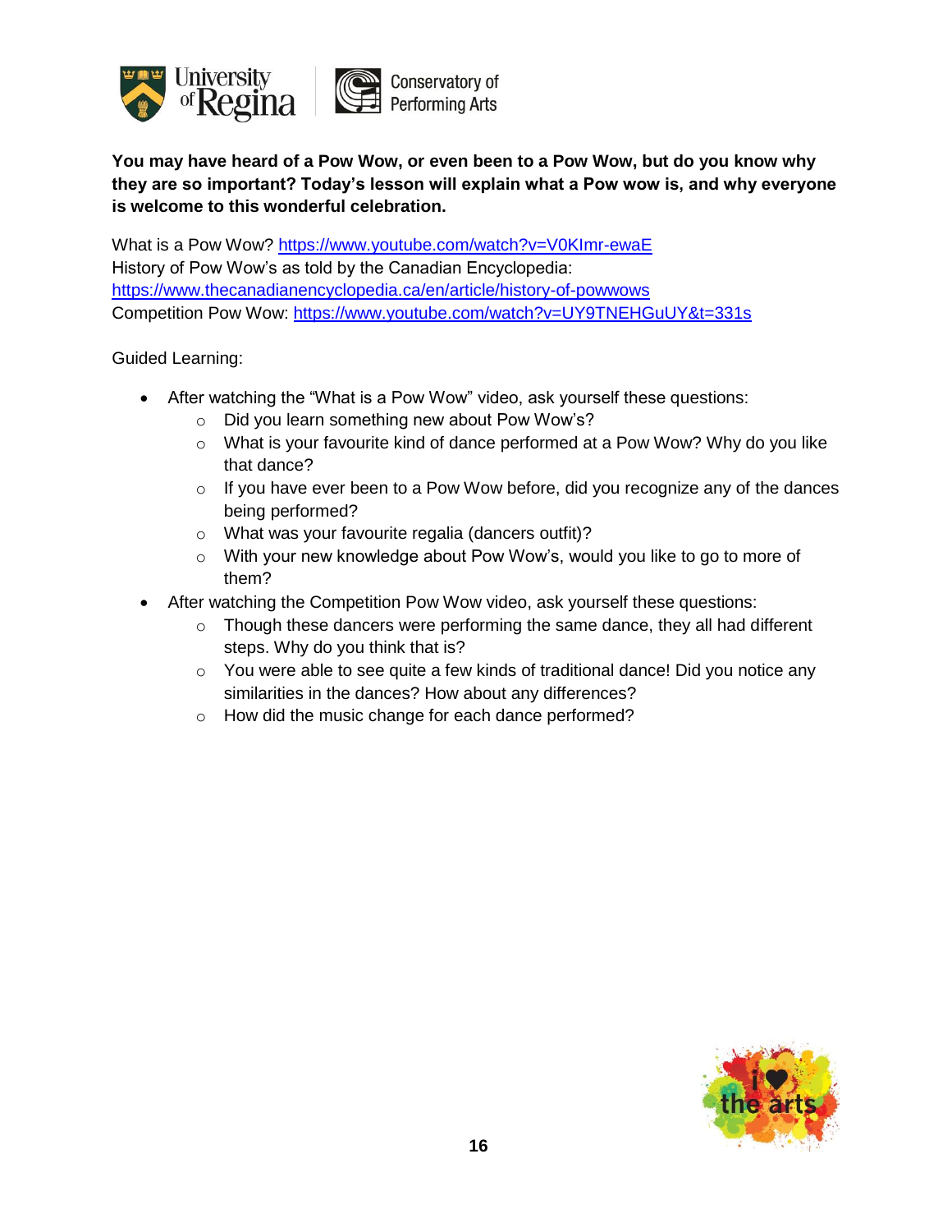**You may have heard of a Pow Wow, or even been to a Pow Wow, but do you know why they are so important? Today's lesson will explain what a Pow wow is, and why everyone is welcome to this wonderful celebration.**

What is a Pow Wow? https://www.youtube.com/watch?v=V0KImr-ewaE
History of Pow Wow's as told by the Canadian Encyclopedia: https://www.thecanadianencyclopedia.ca/en/article/history-of-powwows
Competition Pow Wow: https://www.youtube.com/watch?v=UY9TNEHGuUY&t=331s

Guided Learning:

- After watching the "What is a Pow Wow" video, ask yourself these questions:
  - Did you learn something new about Pow Wow's?
  - What is your favourite kind of dance performed at a Pow Wow? Why do you like that dance?
  - If you have ever been to a Pow Wow before, did you recognize any of the dances being performed?
  - What was your favourite regalia (dancers outfit)?
  - With your new knowledge about Pow Wow's, would you like to go to more of them?
- After watching the Competition Pow Wow video, ask yourself these questions:
  - Though these dancers were performing the same dance, they all had different steps. Why do you think that is?
  - You were able to see quite a few kinds of traditional dance! Did you notice any similarities in the dances? How about any differences?
  - How did the music change for each dance performed?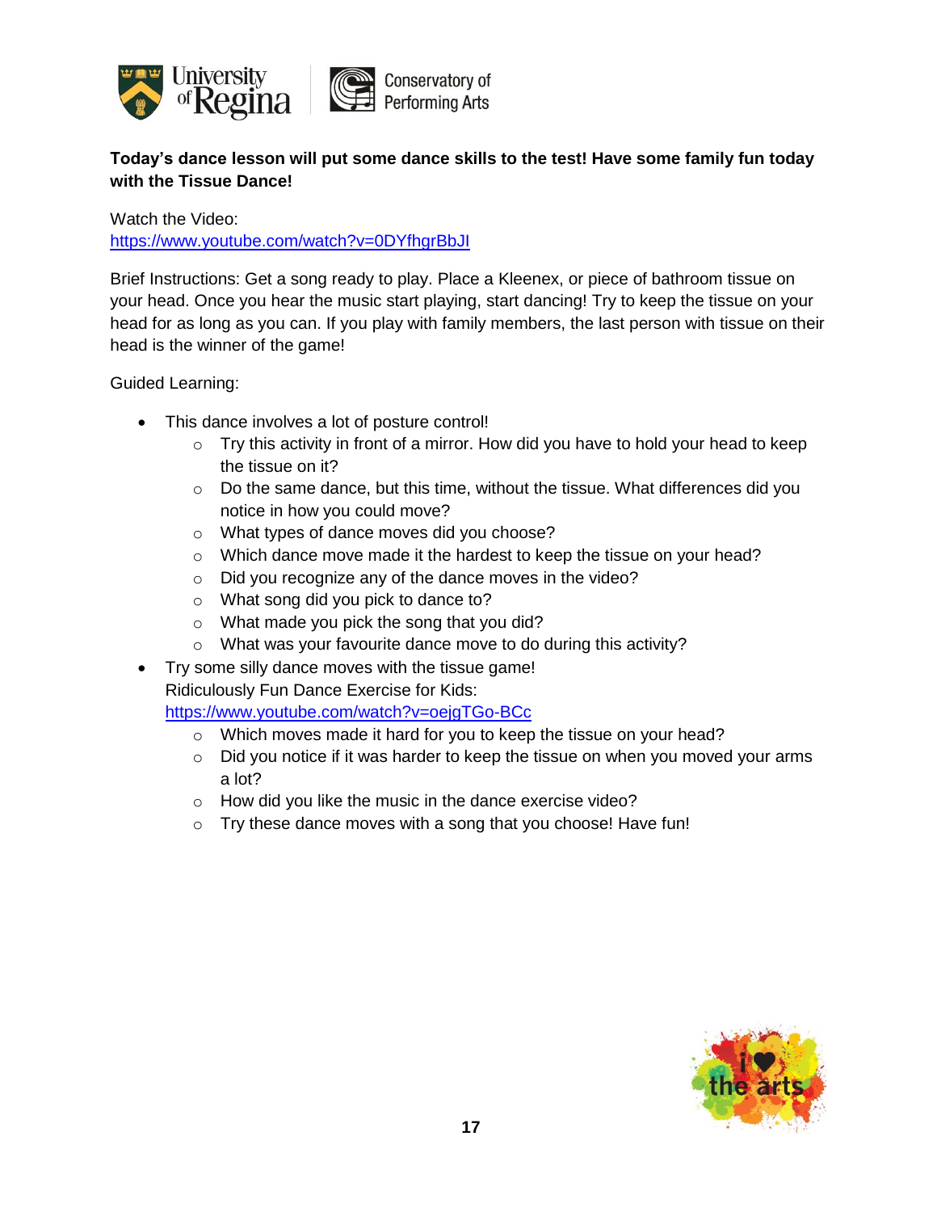**Today's dance lesson will put some dance skills to the test! Have some family fun today with the Tissue Dance!**

Watch the Video:
https://www.youtube.com/watch?v=0DYfhgrBbJI

Brief Instructions: Get a song ready to play. Place a Kleenex, or piece of bathroom tissue on your head. Once you hear the music start playing, start dancing! Try to keep the tissue on your head for as long as you can. If you play with family members, the last person with tissue on their head is the winner of the game!

Guided Learning:

- This dance involves a lot of posture control!
  - Try this activity in front of a mirror. How did you have to hold your head to keep the tissue on it?
  - Do the same dance, but this time, without the tissue. What differences did you notice in how you could move?
  - What types of dance moves did you choose?
  - Which dance move made it the hardest to keep the tissue on your head?
  - Did you recognize any of the dance moves in the video?
  - What song did you pick to dance to?
  - What made you pick the song that you did?
  - What was your favourite dance move to do during this activity?
- Try some silly dance moves with the tissue game!
  Ridiculously Fun Dance Exercise for Kids:
  https://www.youtube.com/watch?v=oejgTGo-BCc
  - Which moves made it hard for you to keep the tissue on your head?
  - Did you notice if it was harder to keep the tissue on when you moved your arms a lot?
  - How did you like the music in the dance exercise video?
  - Try these dance moves with a song that you choose! Have fun!